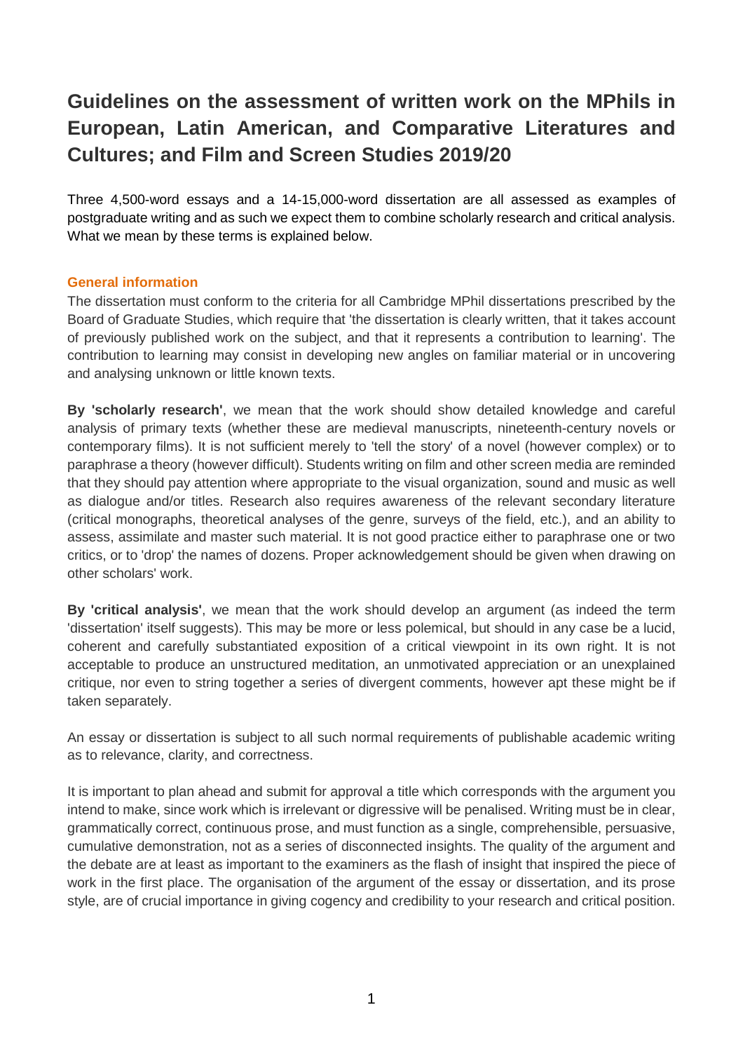# Guidelines on the assessment of written work on the MPhils in European, Latin American, and Comparative Literatures and Cultures; and Film and Screen Studies 2019/20

Three 4,500-word essays and a 14-15,000-word dissertation are all assessed as examples of postgraduate writing and as such we expect them to combine scholarly research and critical analysis. What we mean by these terms is explained below.

## General information

The dissertation must conform to the criteria for all Cambridge MPhil dissertations prescribed by the Board of Graduate Studies, which require that 'the dissertation is clearly written, that it takes account of previously published work on the subject, and that it represents a contribution to learning'. The contribution to learning may consist in developing new angles on familiar material or in uncovering and analysing unknown or little known texts.

**By 'scholarly research'**, we mean that the work should show detailed knowledge and careful analysis of primary texts (whether these are medieval manuscripts, nineteenth-century novels or contemporary films). It is not sufficient merely to 'tell the story' of a novel (however complex) or to paraphrase a theory (however difficult). Students writing on film and other screen media are reminded that they should pay attention where appropriate to the visual organization, sound and music as well as dialogue and/or titles. Research also requires awareness of the relevant secondary literature (critical monographs, theoretical analyses of the genre, surveys of the field, etc.), and an ability to assess, assimilate and master such material. It is not good practice either to paraphrase one or two critics, or to 'drop' the names of dozens. Proper acknowledgement should be given when drawing on other scholars' work.

**By 'critical analysis'**, we mean that the work should develop an argument (as indeed the term 'dissertation' itself suggests). This may be more or less polemical, but should in any case be a lucid, coherent and carefully substantiated exposition of a critical viewpoint in its own right. It is not acceptable to produce an unstructured meditation, an unmotivated appreciation or an unexplained critique, nor even to string together a series of divergent comments, however apt these might be if taken separately.

An essay or dissertation is subject to all such normal requirements of publishable academic writing as to relevance, clarity, and correctness.

It is important to plan ahead and submit for approval a title which corresponds with the argument you intend to make, since work which is irrelevant or digressive will be penalised. Writing must be in clear, grammatically correct, continuous prose, and must function as a single, comprehensible, persuasive, cumulative demonstration, not as a series of disconnected insights. The quality of the argument and the debate are at least as important to the examiners as the flash of insight that inspired the piece of work in the first place. The organisation of the argument of the essay or dissertation, and its prose style, are of crucial importance in giving cogency and credibility to your research and critical position.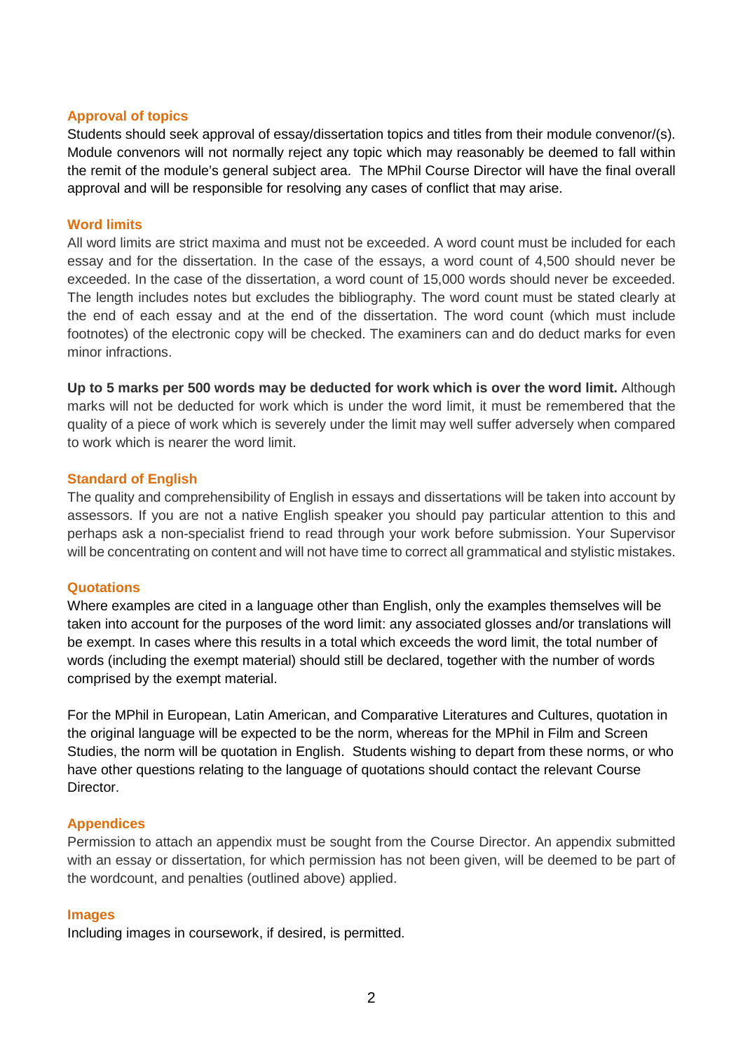## Approval of topics

Students should seek approval of essay/dissertation topics and titles from their module convenor/(s). Module convenors will not normally reject any topic which may reasonably be deemed to fall within the remit of the module's general subject area. The MPhil Course Director will have the final overall approval and will be responsible for resolving any cases of conflict that may arise.

## Word limits

All word limits are strict maxima and must not be exceeded. A word count must be included for each essay and for the dissertation. In the case of the essays, a word count of 4,500 should never be exceeded. In the case of the dissertation, a word count of 15,000 words should never be exceeded. The length includes notes but excludes the bibliography. The word count must be stated clearly at the end of each essay and at the end of the dissertation. The word count (which must include footnotes) of the electronic copy will be checked. The examiners can and do deduct marks for even minor infractions.

**Up to 5 marks per 500 words may be deducted for work which is over the word limit.** Although marks will not be deducted for work which is under the word limit, it must be remembered that the quality of a piece of work which is severely under the limit may well suffer adversely when compared to work which is nearer the word limit.

## Standard of English

The quality and comprehensibility of English in essays and dissertations will be taken into account by assessors. If you are not a native English speaker you should pay particular attention to this and perhaps ask a non-specialist friend to read through your work before submission. Your Supervisor will be concentrating on content and will not have time to correct all grammatical and stylistic mistakes.

## Quotations

Where examples are cited in a language other than English, only the examples themselves will be taken into account for the purposes of the word limit: any associated glosses and/or translations will be exempt. In cases where this results in a total which exceeds the word limit, the total number of words (including the exempt material) should still be declared, together with the number of words comprised by the exempt material.

For the MPhil in European, Latin American, and Comparative Literatures and Cultures, quotation in the original language will be expected to be the norm, whereas for the MPhil in Film and Screen Studies, the norm will be quotation in English. Students wishing to depart from these norms, or who have other questions relating to the language of quotations should contact the relevant Course Director.

## Appendices

Permission to attach an appendix must be sought from the Course Director. An appendix submitted with an essay or dissertation, for which permission has not been given, will be deemed to be part of the wordcount, and penalties (outlined above) applied.

## Images

Including images in coursework, if desired, is permitted.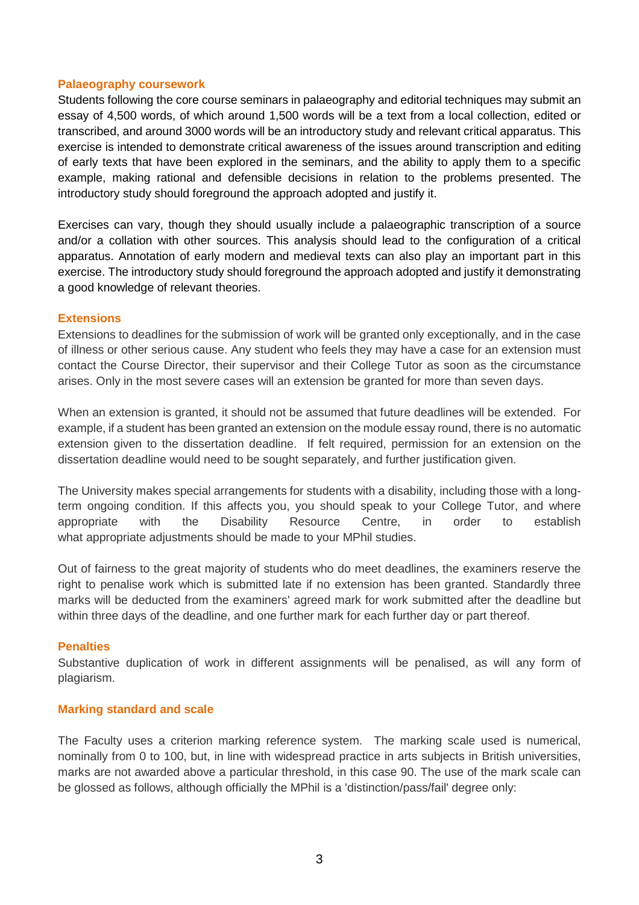## Palaeography coursework

Students following the core course seminars in palaeography and editorial techniques may submit an essay of 4,500 words, of which around 1,500 words will be a text from a local collection, edited or transcribed, and around 3000 words will be an introductory study and relevant critical apparatus. This exercise is intended to demonstrate critical awareness of the issues around transcription and editing of early texts that have been explored in the seminars, and the ability to apply them to a specific example, making rational and defensible decisions in relation to the problems presented. The introductory study should foreground the approach adopted and justify it.

Exercises can vary, though they should usually include a palaeographic transcription of a source and/or a collation with other sources. This analysis should lead to the configuration of a critical apparatus. Annotation of early modern and medieval texts can also play an important part in this exercise. The introductory study should foreground the approach adopted and justify it demonstrating a good knowledge of relevant theories.

## Extensions

Extensions to deadlines for the submission of work will be granted only exceptionally, and in the case of illness or other serious cause. Any student who feels they may have a case for an extension must contact the Course Director, their supervisor and their College Tutor as soon as the circumstance arises. Only in the most severe cases will an extension be granted for more than seven days.

When an extension is granted, it should not be assumed that future deadlines will be extended. For example, if a student has been granted an extension on the module essay round, there is no automatic extension given to the dissertation deadline. If felt required, permission for an extension on the dissertation deadline would need to be sought separately, and further justification given.

The University makes special arrangements for students with a disability, including those with a long-term ongoing condition. If this affects you, you should speak to your College Tutor, and where appropriate with the Disability Resource Centre, in order to establish what appropriate adjustments should be made to your MPhil studies.

Out of fairness to the great majority of students who do meet deadlines, the examiners reserve the right to penalise work which is submitted late if no extension has been granted. Standardly three marks will be deducted from the examiners' agreed mark for work submitted after the deadline but within three days of the deadline, and one further mark for each further day or part thereof.

## Penalties

Substantive duplication of work in different assignments will be penalised, as will any form of plagiarism.

## Marking standard and scale

The Faculty uses a criterion marking reference system. The marking scale used is numerical, nominally from 0 to 100, but, in line with widespread practice in arts subjects in British universities, marks are not awarded above a particular threshold, in this case 90. The use of the mark scale can be glossed as follows, although officially the MPhil is a 'distinction/pass/fail' degree only: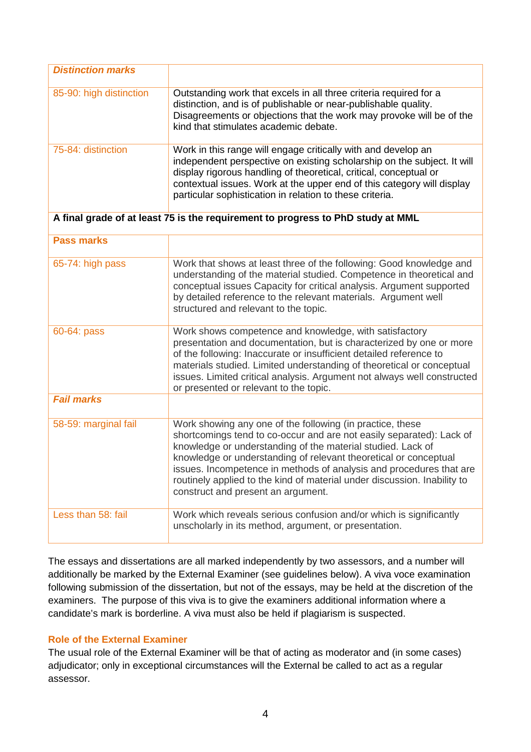| ***Distinction marks*** | |
|---|---|
| 85-90: high distinction | Outstanding work that excels in all three criteria required for a distinction, and is of publishable or near-publishable quality. Disagreements or objections that the work may provoke will be of the kind that stimulates academic debate. |
| 75-84: distinction | Work in this range will engage critically with and develop an independent perspective on existing scholarship on the subject. It will display rigorous handling of theoretical, critical, conceptual or contextual issues. Work at the upper end of this category will display particular sophistication in relation to these criteria. |
| **A final grade of at least 75 is the requirement to progress to PhD study at MML** | |
| **Pass marks** | |
| 65-74: high pass | Work that shows at least three of the following: Good knowledge and understanding of the material studied. Competence in theoretical and conceptual issues Capacity for critical analysis. Argument supported by detailed reference to the relevant materials. Argument well structured and relevant to the topic. |
| 60-64: pass | Work shows competence and knowledge, with satisfactory presentation and documentation, but is characterized by one or more of the following: Inaccurate or insufficient detailed reference to materials studied. Limited understanding of theoretical or conceptual issues. Limited critical analysis. Argument not always well constructed or presented or relevant to the topic. |
| ***Fail marks*** | |
| 58-59: marginal fail | Work showing any one of the following (in practice, these shortcomings tend to co-occur and are not easily separated): Lack of knowledge or understanding of the material studied. Lack of knowledge or understanding of relevant theoretical or conceptual issues. Incompetence in methods of analysis and procedures that are routinely applied to the kind of material under discussion. Inability to construct and present an argument. |
| Less than 58: fail | Work which reveals serious confusion and/or which is significantly unscholarly in its method, argument, or presentation. |

The essays and dissertations are all marked independently by two assessors, and a number will additionally be marked by the External Examiner (see guidelines below). A viva voce examination following submission of the dissertation, but not of the essays, may be held at the discretion of the examiners. The purpose of this viva is to give the examiners additional information where a candidate's mark is borderline. A viva must also be held if plagiarism is suspected.

### Role of the External Examiner

The usual role of the External Examiner will be that of acting as moderator and (in some cases) adjudicator; only in exceptional circumstances will the External be called to act as a regular assessor.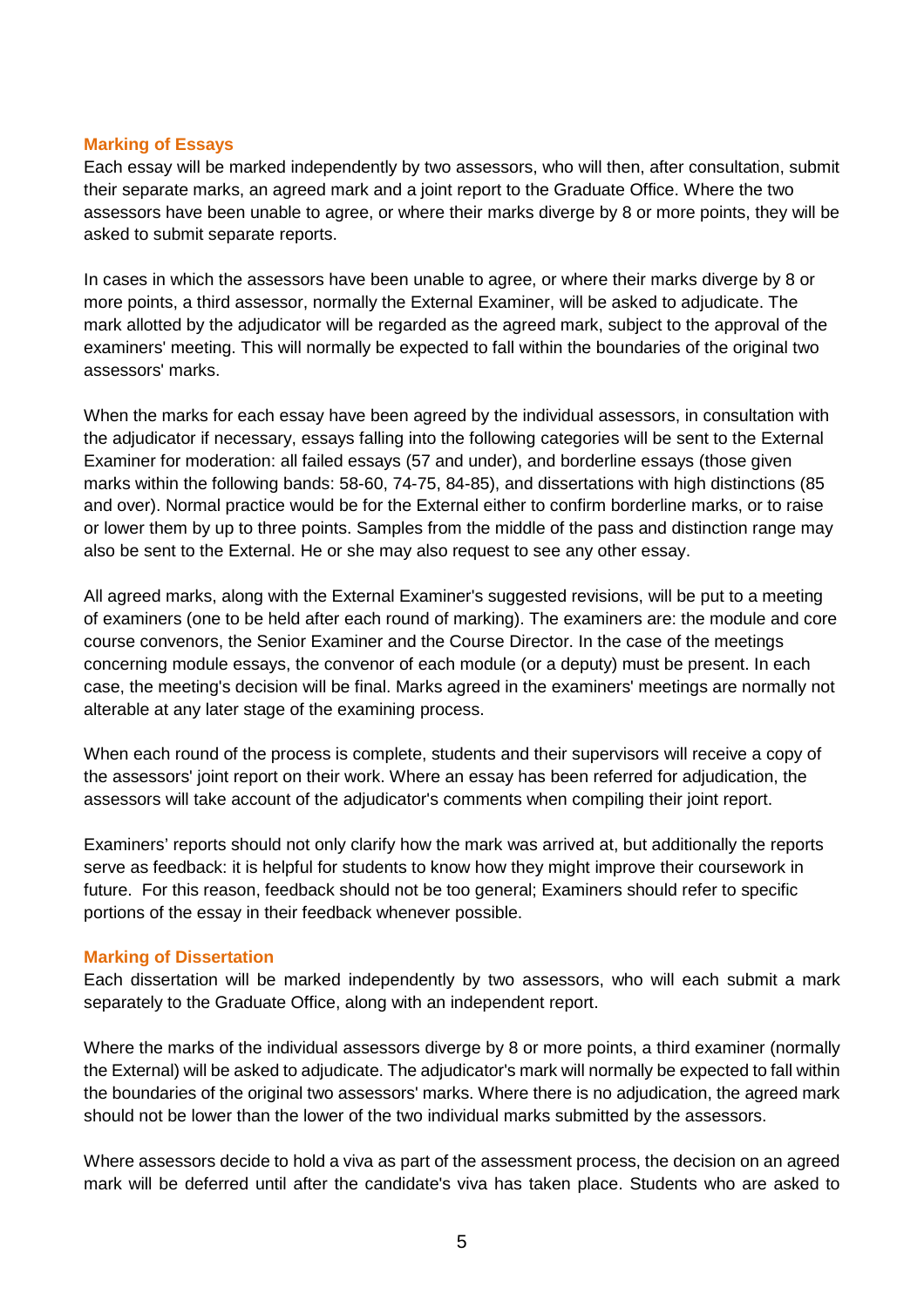## Marking of Essays

Each essay will be marked independently by two assessors, who will then, after consultation, submit their separate marks, an agreed mark and a joint report to the Graduate Office. Where the two assessors have been unable to agree, or where their marks diverge by 8 or more points, they will be asked to submit separate reports.

In cases in which the assessors have been unable to agree, or where their marks diverge by 8 or more points, a third assessor, normally the External Examiner, will be asked to adjudicate. The mark allotted by the adjudicator will be regarded as the agreed mark, subject to the approval of the examiners' meeting. This will normally be expected to fall within the boundaries of the original two assessors' marks.

When the marks for each essay have been agreed by the individual assessors, in consultation with the adjudicator if necessary, essays falling into the following categories will be sent to the External Examiner for moderation: all failed essays (57 and under), and borderline essays (those given marks within the following bands: 58-60, 74-75, 84-85), and dissertations with high distinctions (85 and over). Normal practice would be for the External either to confirm borderline marks, or to raise or lower them by up to three points. Samples from the middle of the pass and distinction range may also be sent to the External. He or she may also request to see any other essay.

All agreed marks, along with the External Examiner's suggested revisions, will be put to a meeting of examiners (one to be held after each round of marking). The examiners are: the module and core course convenors, the Senior Examiner and the Course Director. In the case of the meetings concerning module essays, the convenor of each module (or a deputy) must be present. In each case, the meeting's decision will be final. Marks agreed in the examiners' meetings are normally not alterable at any later stage of the examining process.

When each round of the process is complete, students and their supervisors will receive a copy of the assessors' joint report on their work. Where an essay has been referred for adjudication, the assessors will take account of the adjudicator's comments when compiling their joint report.

Examiners' reports should not only clarify how the mark was arrived at, but additionally the reports serve as feedback: it is helpful for students to know how they might improve their coursework in future. For this reason, feedback should not be too general; Examiners should refer to specific portions of the essay in their feedback whenever possible.

## Marking of Dissertation

Each dissertation will be marked independently by two assessors, who will each submit a mark separately to the Graduate Office, along with an independent report.

Where the marks of the individual assessors diverge by 8 or more points, a third examiner (normally the External) will be asked to adjudicate. The adjudicator's mark will normally be expected to fall within the boundaries of the original two assessors' marks. Where there is no adjudication, the agreed mark should not be lower than the lower of the two individual marks submitted by the assessors.

Where assessors decide to hold a viva as part of the assessment process, the decision on an agreed mark will be deferred until after the candidate's viva has taken place. Students who are asked to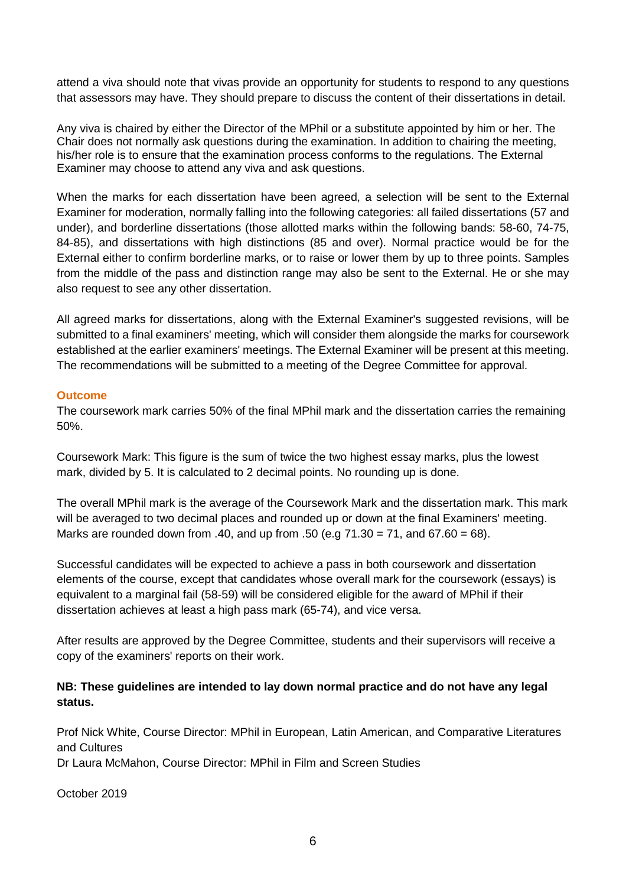attend a viva should note that vivas provide an opportunity for students to respond to any questions that assessors may have. They should prepare to discuss the content of their dissertations in detail.

Any viva is chaired by either the Director of the MPhil or a substitute appointed by him or her. The Chair does not normally ask questions during the examination. In addition to chairing the meeting, his/her role is to ensure that the examination process conforms to the regulations. The External Examiner may choose to attend any viva and ask questions.

When the marks for each dissertation have been agreed, a selection will be sent to the External Examiner for moderation, normally falling into the following categories: all failed dissertations (57 and under), and borderline dissertations (those allotted marks within the following bands: 58-60, 74-75, 84-85), and dissertations with high distinctions (85 and over). Normal practice would be for the External either to confirm borderline marks, or to raise or lower them by up to three points. Samples from the middle of the pass and distinction range may also be sent to the External. He or she may also request to see any other dissertation.

All agreed marks for dissertations, along with the External Examiner's suggested revisions, will be submitted to a final examiners' meeting, which will consider them alongside the marks for coursework established at the earlier examiners' meetings. The External Examiner will be present at this meeting. The recommendations will be submitted to a meeting of the Degree Committee for approval.

## Outcome

The coursework mark carries 50% of the final MPhil mark and the dissertation carries the remaining 50%.

Coursework Mark: This figure is the sum of twice the two highest essay marks, plus the lowest mark, divided by 5. It is calculated to 2 decimal points. No rounding up is done.

The overall MPhil mark is the average of the Coursework Mark and the dissertation mark. This mark will be averaged to two decimal places and rounded up or down at the final Examiners' meeting. Marks are rounded down from .40, and up from .50 (e.g 71.30 = 71, and 67.60 = 68).

Successful candidates will be expected to achieve a pass in both coursework and dissertation elements of the course, except that candidates whose overall mark for the coursework (essays) is equivalent to a marginal fail (58-59) will be considered eligible for the award of MPhil if their dissertation achieves at least a high pass mark (65-74), and vice versa.

After results are approved by the Degree Committee, students and their supervisors will receive a copy of the examiners' reports on their work.

**NB: These guidelines are intended to lay down normal practice and do not have any legal status.**

Prof Nick White, Course Director: MPhil in European, Latin American, and Comparative Literatures and Cultures
Dr Laura McMahon, Course Director: MPhil in Film and Screen Studies

October 2019